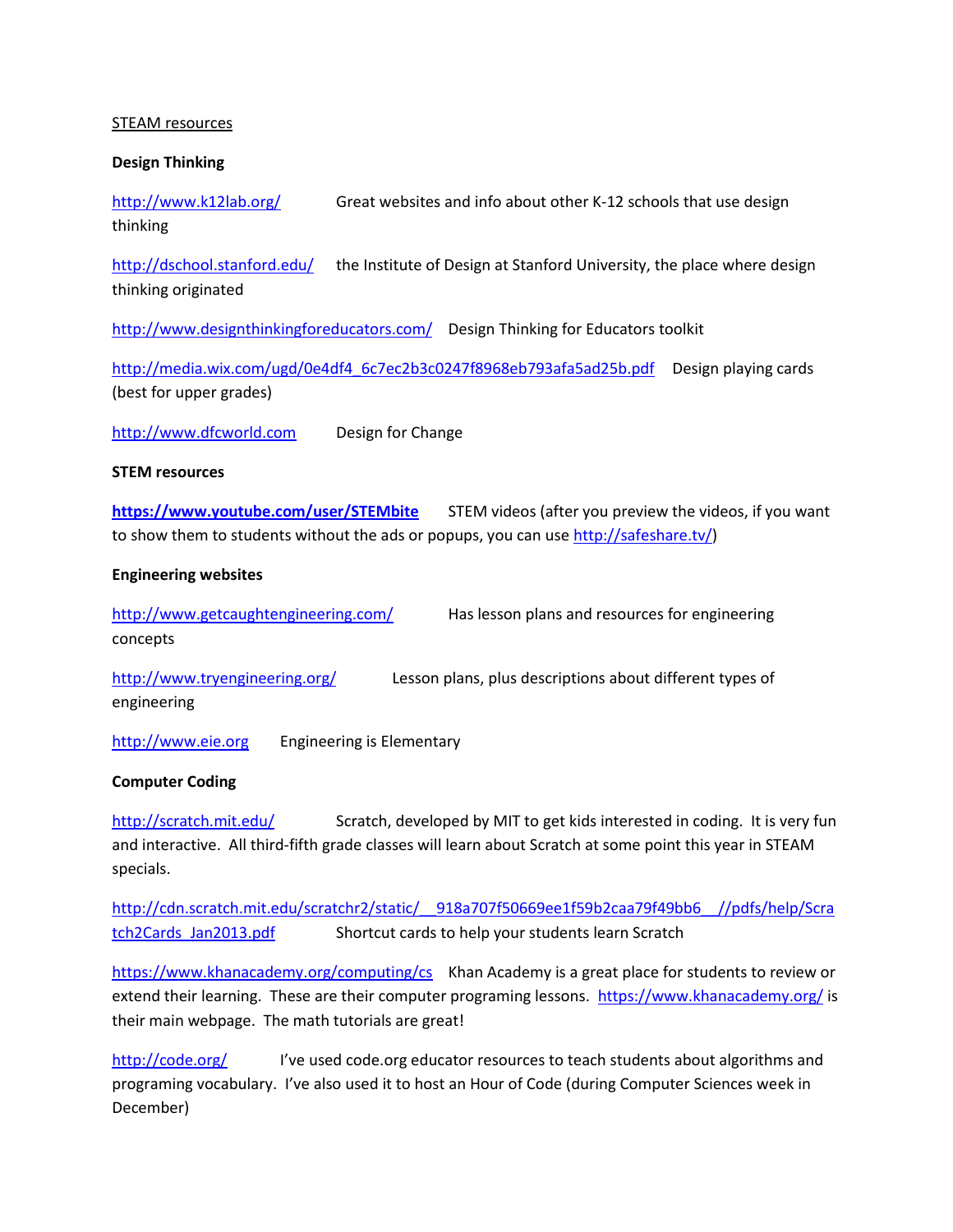STEAM resources

**Design Thinking**

http://www.k12lab.org/ Great websites and info about other K-12 schools that use design thinking

http://dschool.stanford.edu/ the Institute of Design at Stanford University, the place where design thinking originated

http://www.designthinkingforeducators.com/ Design Thinking for Educators toolkit

http://media.wix.com/ugd/0e4df4_6c7ec2b3c0247f8968eb793afa5ad25b.pdf Design playing cards (best for upper grades)

http://www.dfcworld.com Design for Change

**STEM resources**

**https://www.youtube.com/user/STEMbite** STEM videos (after you preview the videos, if you want to show them to students without the ads or popups, you can use http://safeshare.tv/)

**Engineering websites**

http://www.getcaughtengineering.com/ Has lesson plans and resources for engineering concepts

http://www.tryengineering.org/ Lesson plans, plus descriptions about different types of engineering

http://www.eie.org Engineering is Elementary

**Computer Coding**

http://scratch.mit.edu/ Scratch, developed by MIT to get kids interested in coding. It is very fun and interactive. All third-fifth grade classes will learn about Scratch at some point this year in STEAM specials.

http://cdn.scratch.mit.edu/scratchr2/static/__918a707f50669ee1f59b2caa79f49bb6__//pdfs/help/Scratch2Cards_Jan2013.pdf Shortcut cards to help your students learn Scratch

https://www.khanacademy.org/computing/cs Khan Academy is a great place for students to review or extend their learning. These are their computer programing lessons. https://www.khanacademy.org/ is their main webpage. The math tutorials are great!

http://code.org/ I've used code.org educator resources to teach students about algorithms and programing vocabulary. I've also used it to host an Hour of Code (during Computer Sciences week in December)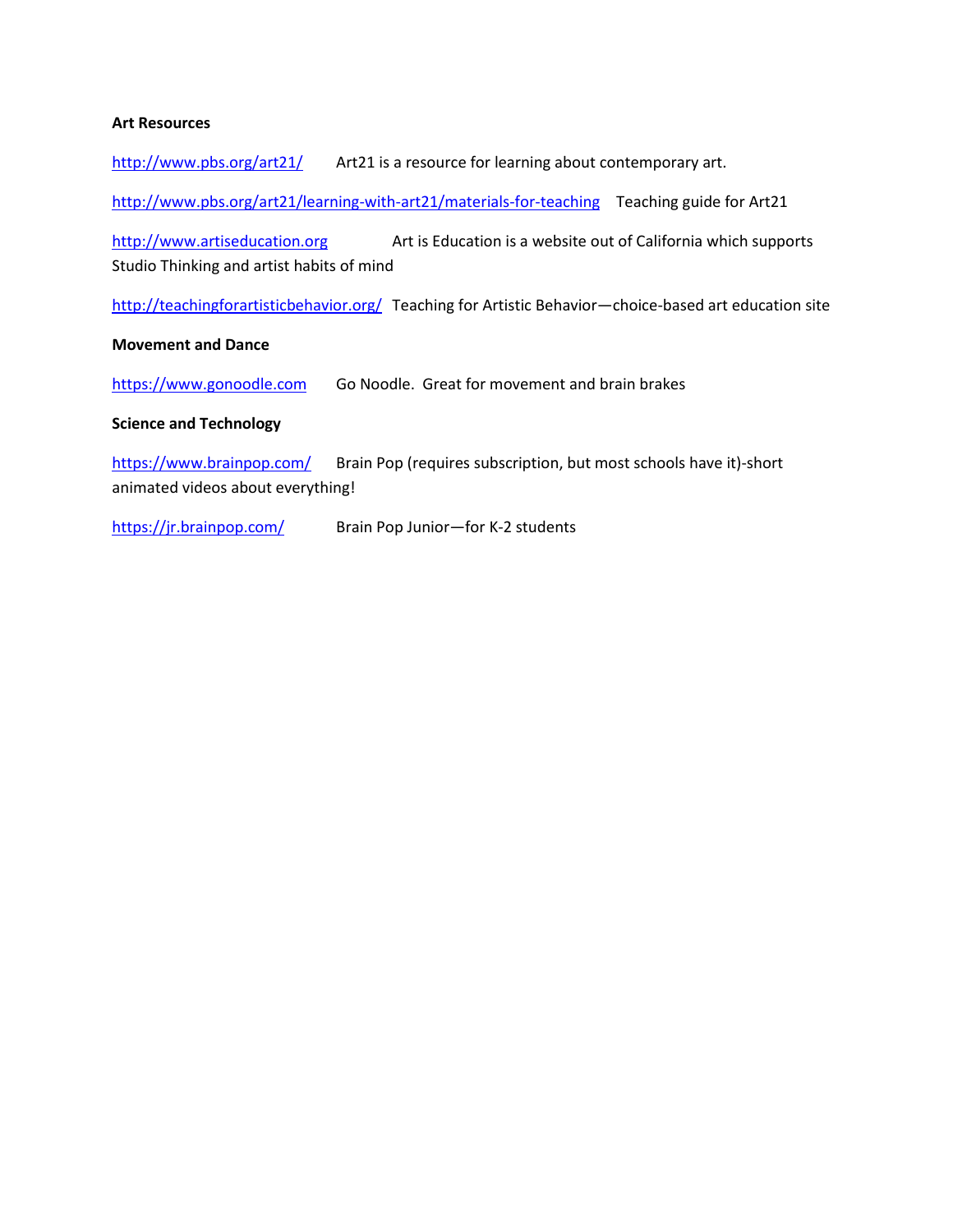**Art Resources**

http://www.pbs.org/art21/ Art21 is a resource for learning about contemporary art.

http://www.pbs.org/art21/learning-with-art21/materials-for-teaching Teaching guide for Art21

http://www.artiseducation.org Art is Education is a website out of California which supports Studio Thinking and artist habits of mind

http://teachingforartisticbehavior.org/ Teaching for Artistic Behavior—choice-based art education site

**Movement and Dance**

https://www.gonoodle.com Go Noodle. Great for movement and brain brakes

**Science and Technology**

https://www.brainpop.com/ Brain Pop (requires subscription, but most schools have it)-short animated videos about everything!

https://jr.brainpop.com/ Brain Pop Junior—for K-2 students